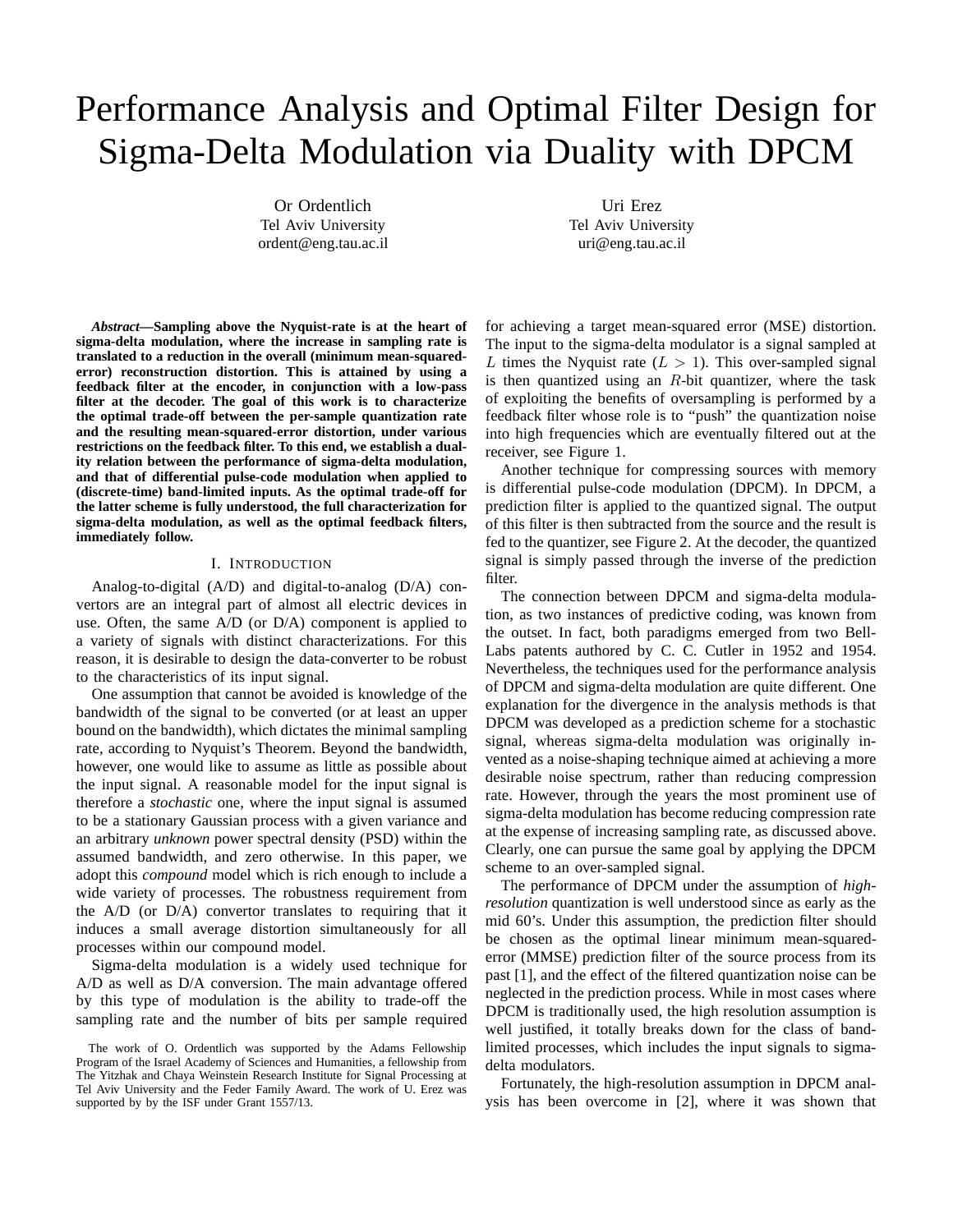# Performance Analysis and Optimal Filter Design for Sigma-Delta Modulation via Duality with DPCM

Or Ordentlich
Tel Aviv University
ordent@eng.tau.ac.il

Uri Erez
Tel Aviv University
uri@eng.tau.ac.il

***Abstract*—Sampling above the Nyquist-rate is at the heart of sigma-delta modulation, where the increase in sampling rate is translated to a reduction in the overall (minimum mean-squared-error) reconstruction distortion. This is attained by using a feedback filter at the encoder, in conjunction with a low-pass filter at the decoder. The goal of this work is to characterize the optimal trade-off between the per-sample quantization rate and the resulting mean-squared-error distortion, under various restrictions on the feedback filter. To this end, we establish a duality relation between the performance of sigma-delta modulation, and that of differential pulse-code modulation when applied to (discrete-time) band-limited inputs. As the optimal trade-off for the latter scheme is fully understood, the full characterization for sigma-delta modulation, as well as the optimal feedback filters, immediately follow.**

## I. Introduction

Analog-to-digital (A/D) and digital-to-analog (D/A) convertors are an integral part of almost all electric devices in use. Often, the same A/D (or D/A) component is applied to a variety of signals with distinct characterizations. For this reason, it is desirable to design the data-converter to be robust to the characteristics of its input signal.

One assumption that cannot be avoided is knowledge of the bandwidth of the signal to be converted (or at least an upper bound on the bandwidth), which dictates the minimal sampling rate, according to Nyquist's Theorem. Beyond the bandwidth, however, one would like to assume as little as possible about the input signal. A reasonable model for the input signal is therefore a *stochastic* one, where the input signal is assumed to be a stationary Gaussian process with a given variance and an arbitrary *unknown* power spectral density (PSD) within the assumed bandwidth, and zero otherwise. In this paper, we adopt this *compound* model which is rich enough to include a wide variety of processes. The robustness requirement from the A/D (or D/A) convertor translates to requiring that it induces a small average distortion simultaneously for all processes within our compound model.

Sigma-delta modulation is a widely used technique for A/D as well as D/A conversion. The main advantage offered by this type of modulation is the ability to trade-off the sampling rate and the number of bits per sample required for achieving a target mean-squared error (MSE) distortion. The input to the sigma-delta modulator is a signal sampled at $L$ times the Nyquist rate ($L > 1$). This over-sampled signal is then quantized using an $R$-bit quantizer, where the task of exploiting the benefits of oversampling is performed by a feedback filter whose role is to "push" the quantization noise into high frequencies which are eventually filtered out at the receiver, see Figure 1.

Another technique for compressing sources with memory is differential pulse-code modulation (DPCM). In DPCM, a prediction filter is applied to the quantized signal. The output of this filter is then subtracted from the source and the result is fed to the quantizer, see Figure 2. At the decoder, the quantized signal is simply passed through the inverse of the prediction filter.

The connection between DPCM and sigma-delta modulation, as two instances of predictive coding, was known from the outset. In fact, both paradigms emerged from two Bell-Labs patents authored by C. C. Cutler in 1952 and 1954. Nevertheless, the techniques used for the performance analysis of DPCM and sigma-delta modulation are quite different. One explanation for the divergence in the analysis methods is that DPCM was developed as a prediction scheme for a stochastic signal, whereas sigma-delta modulation was originally invented as a noise-shaping technique aimed at achieving a more desirable noise spectrum, rather than reducing compression rate. However, through the years the most prominent use of sigma-delta modulation has become reducing compression rate at the expense of increasing sampling rate, as discussed above. Clearly, one can pursue the same goal by applying the DPCM scheme to an over-sampled signal.

The performance of DPCM under the assumption of *high-resolution* quantization is well understood since as early as the mid 60's. Under this assumption, the prediction filter should be chosen as the optimal linear minimum mean-squared-error (MMSE) prediction filter of the source process from its past [1], and the effect of the filtered quantization noise can be neglected in the prediction process. While in most cases where DPCM is traditionally used, the high resolution assumption is well justified, it totally breaks down for the class of band-limited processes, which includes the input signals to sigma-delta modulators.

Fortunately, the high-resolution assumption in DPCM analysis has been overcome in [2], where it was shown that

The work of O. Ordentlich was supported by the Adams Fellowship Program of the Israel Academy of Sciences and Humanities, a fellowship from The Yitzhak and Chaya Weinstein Research Institute for Signal Processing at Tel Aviv University and the Feder Family Award. The work of U. Erez was supported by by the ISF under Grant 1557/13.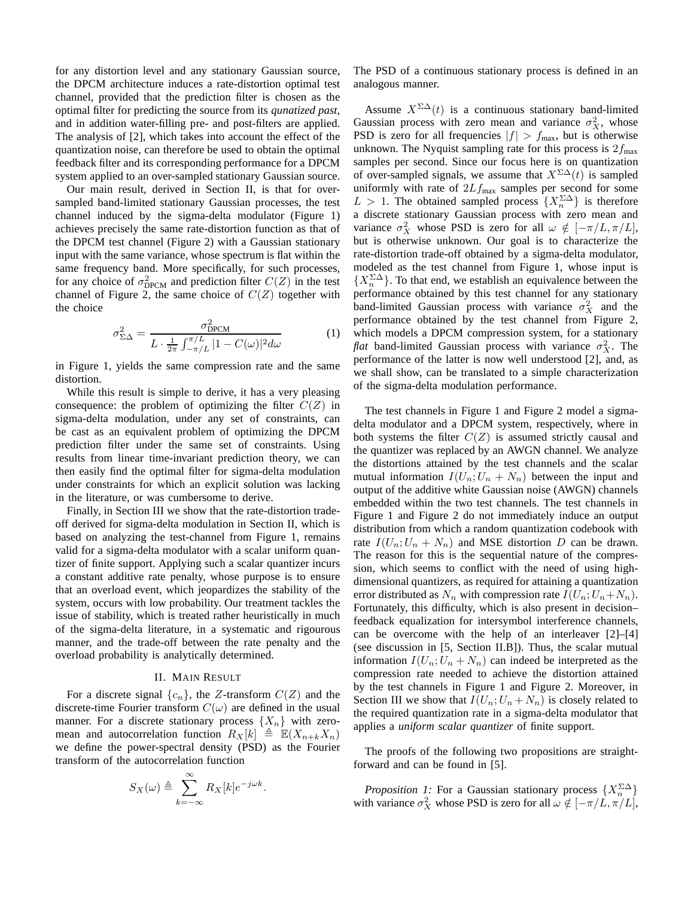for any distortion level and any stationary Gaussian source, the DPCM architecture induces a rate-distortion optimal test channel, provided that the prediction filter is chosen as the optimal filter for predicting the source from its *qunatized past*, and in addition water-filling pre- and post-filters are applied. The analysis of [2], which takes into account the effect of the quantization noise, can therefore be used to obtain the optimal feedback filter and its corresponding performance for a DPCM system applied to an over-sampled stationary Gaussian source.

Our main result, derived in Section II, is that for over-sampled band-limited stationary Gaussian processes, the test channel induced by the sigma-delta modulator (Figure 1) achieves precisely the same rate-distortion function as that of the DPCM test channel (Figure 2) with a Gaussian stationary input with the same variance, whose spectrum is flat within the same frequency band. More specifically, for such processes, for any choice of $\sigma^2_{\text{DPCM}}$ and prediction filter $C(Z)$ in the test channel of Figure 2, the same choice of $C(Z)$ together with the choice

$$\sigma^2_{\Sigma\Delta} = \frac{\sigma^2_{\text{DPCM}}}{L \cdot \frac{1}{2\pi}\int_{-\pi/L}^{\pi/L} |1 - C(\omega)|^2 d\omega} \tag{1}$$

in Figure 1, yields the same compression rate and the same distortion.

While this result is simple to derive, it has a very pleasing consequence: the problem of optimizing the filter $C(Z)$ in sigma-delta modulation, under any set of constraints, can be cast as an equivalent problem of optimizing the DPCM prediction filter under the same set of constraints. Using results from linear time-invariant prediction theory, we can then easily find the optimal filter for sigma-delta modulation under constraints for which an explicit solution was lacking in the literature, or was cumbersome to derive.

Finally, in Section III we show that the rate-distortion trade-off derived for sigma-delta modulation in Section II, which is based on analyzing the test-channel from Figure 1, remains valid for a sigma-delta modulator with a scalar uniform quantizer of finite support. Applying such a scalar quantizer incurs a constant additive rate penalty, whose purpose is to ensure that an overload event, which jeopardizes the stability of the system, occurs with low probability. Our treatment tackles the issue of stability, which is treated rather heuristically in much of the sigma-delta literature, in a systematic and rigourous manner, and the trade-off between the rate penalty and the overload probability is analytically determined.

## II. Main Result

For a discrete signal $\{c_n\}$, the $Z$-transform $C(Z)$ and the discrete-time Fourier transform $C(\omega)$ are defined in the usual manner. For a discrete stationary process $\{X_n\}$ with zero-mean and autocorrelation function $R_X[k] \triangleq \mathbb{E}(X_{n+k}X_n)$ we define the power-spectral density (PSD) as the Fourier transform of the autocorrelation function

$$S_X(\omega) \triangleq \sum_{k=-\infty}^{\infty} R_X[k] e^{-j\omega k}.$$

The PSD of a continuous stationary process is defined in an analogous manner.

Assume $X^{\Sigma\Delta}(t)$ is a continuous stationary band-limited Gaussian process with zero mean and variance $\sigma_X^2$, whose PSD is zero for all frequencies $|f| > f_{\max}$, but is otherwise unknown. The Nyquist sampling rate for this process is $2f_{\max}$ samples per second. Since our focus here is on quantization of over-sampled signals, we assume that $X^{\Sigma\Delta}(t)$ is sampled uniformly with rate of $2Lf_{\max}$ samples per second for some $L > 1$. The obtained sampled process $\{X_n^{\Sigma\Delta}\}$ is therefore a discrete stationary Gaussian process with zero mean and variance $\sigma_X^2$ whose PSD is zero for all $\omega \notin [-\pi/L, \pi/L]$, but is otherwise unknown. Our goal is to characterize the rate-distortion trade-off obtained by a sigma-delta modulator, modeled as the test channel from Figure 1, whose input is $\{X_n^{\Sigma\Delta}\}$. To that end, we establish an equivalence between the performance obtained by this test channel for any stationary band-limited Gaussian process with variance $\sigma_X^2$ and the performance obtained by the test channel from Figure 2, which models a DPCM compression system, for a stationary *flat* band-limited Gaussian process with variance $\sigma_X^2$. The performance of the latter is now well understood [2], and, as we shall show, can be translated to a simple characterization of the sigma-delta modulation performance.

The test channels in Figure 1 and Figure 2 model a sigma-delta modulator and a DPCM system, respectively, where in both systems the filter $C(Z)$ is assumed strictly causal and the quantizer was replaced by an AWGN channel. We analyze the distortions attained by the test channels and the scalar mutual information $I(U_n; U_n + N_n)$ between the input and output of the additive white Gaussian noise (AWGN) channels embedded within the two test channels. The test channels in Figure 1 and Figure 2 do not immediately induce an output distribution from which a random quantization codebook with rate $I(U_n; U_n + N_n)$ and MSE distortion $D$ can be drawn. The reason for this is the sequential nature of the compression, which seems to conflict with the need of using high-dimensional quantizers, as required for attaining a quantization error distributed as $N_n$ with compression rate $I(U_n; U_n+N_n)$. Fortunately, this difficulty, which is also present in decision–feedback equalization for intersymbol interference channels, can be overcome with the help of an interleaver [2]–[4] (see discussion in [5, Section II.B]). Thus, the scalar mutual information $I(U_n; U_n + N_n)$ can indeed be interpreted as the compression rate needed to achieve the distortion attained by the test channels in Figure 1 and Figure 2. Moreover, in Section III we show that $I(U_n; U_n + N_n)$ is closely related to the required quantization rate in a sigma-delta modulator that applies a *uniform scalar quantizer* of finite support.

The proofs of the following two propositions are straightforward and can be found in [5].

*Proposition 1:* For a Gaussian stationary process $\{X_n^{\Sigma\Delta}\}$ with variance $\sigma_X^2$ whose PSD is zero for all $\omega \notin [-\pi/L, \pi/L]$,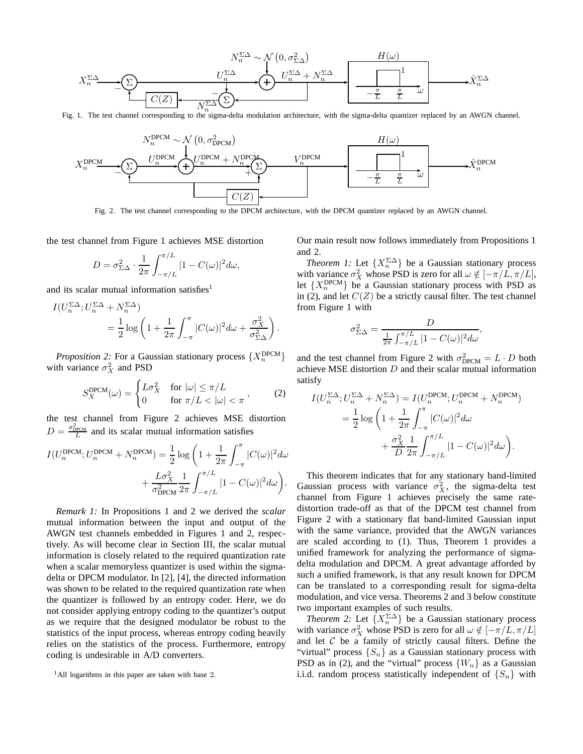Fig. 1. The test channel corresponding to the sigma-delta modulation architecture, with the sigma-delta quantizer replaced by an AWGN channel.

Fig. 2. The test channel corresponding to the DPCM architecture, with the DPCM quantizer replaced by an AWGN channel.

the test channel from Figure 1 achieves MSE distortion

$$D = \sigma^2_{\Sigma\Delta} \cdot \frac{1}{2\pi}\int_{-\pi/L}^{\pi/L} |1 - C(\omega)|^2 d\omega,$$

and its scalar mutual information satisfies[1]

$$I(U_n^{\Sigma\Delta}; U_n^{\Sigma\Delta} + N_n^{\Sigma\Delta}) = \frac{1}{2}\log\left(1 + \frac{1}{2\pi}\int_{-\pi}^{\pi} |C(\omega)|^2 d\omega + \frac{\sigma_X^2}{\sigma^2_{\Sigma\Delta}}\right).$$

*Proposition 2:* For a Gaussian stationary process $\{X_n^{\text{DPCM}}\}$ with variance $\sigma_X^2$ and PSD

$$S_X^{\text{DPCM}}(\omega) = \begin{cases} L\sigma_X^2 & \text{for } |\omega| \leq \pi/L \\ 0 & \text{for } \pi/L < |\omega| < \pi \end{cases}, \tag{2}$$

the test channel from Figure 2 achieves MSE distortion $D = \frac{\sigma^2_{\text{DPCM}}}{L}$ and its scalar mutual information satisfies

$$I(U_n^{\text{DPCM}}; U_n^{\text{DPCM}} + N_n^{\text{DPCM}}) = \frac{1}{2}\log\left(1 + \frac{1}{2\pi}\int_{-\pi}^{\pi} |C(\omega)|^2 d\omega + \frac{L\sigma_X^2}{\sigma^2_{\text{DPCM}}}\frac{1}{2\pi}\int_{-\pi/L}^{\pi/L} |1 - C(\omega)|^2 d\omega\right).$$

*Remark 1:* In Propositions 1 and 2 we derived the *scalar* mutual information between the input and output of the AWGN test channels embedded in Figures 1 and 2, respectively. As will become clear in Section III, the scalar mutual information is closely related to the required quantization rate when a scalar memoryless quantizer is used within the sigma-delta or DPCM modulator. In [2], [4], the directed information was shown to be related to the required quantization rate when the quantizer is followed by an entropy coder. Here, we do not consider applying entropy coding to the quantizer's output as we require that the designed modulator be robust to the statistics of the input process, whereas entropy coding heavily relies on the statistics of the process. Furthermore, entropy coding is undesirable in A/D converters.

[1] All logarithms in this paper are taken with base 2.

Our main result now follows immediately from Propositions 1 and 2.

*Theorem 1:* Let $\{X_n^{\Sigma\Delta}\}$ be a Gaussian stationary process with variance $\sigma_X^2$ whose PSD is zero for all $\omega \notin [-\pi/L, \pi/L]$, let $\{X_n^{\text{DPCM}}\}$ be a Gaussian stationary process with PSD as in (2), and let $C(Z)$ be a strictly causal filter. The test channel from Figure 1 with

$$\sigma^2_{\Sigma\Delta} = \frac{D}{\frac{1}{2\pi}\int_{-\pi/L}^{\pi/L} |1 - C(\omega)|^2 d\omega},$$

and the test channel from Figure 2 with $\sigma^2_{\text{DPCM}} = L \cdot D$ both achieve MSE distortion $D$ and their scalar mutual information satisfy

$$\begin{aligned} I(U_n^{\Sigma\Delta}; U_n^{\Sigma\Delta} + N_n^{\Sigma\Delta}) &= I(U_n^{\text{DPCM}}; U_n^{\text{DPCM}} + N_n^{\text{DPCM}}) \\ &= \frac{1}{2}\log\left(1 + \frac{1}{2\pi}\int_{-\pi}^{\pi} |C(\omega)|^2 d\omega + \frac{\sigma_X^2}{D}\frac{1}{2\pi}\int_{-\pi/L}^{\pi/L} |1 - C(\omega)|^2 d\omega\right). \end{aligned}$$

This theorem indicates that for any stationary band-limited Gaussian process with variance $\sigma_X^2$, the sigma-delta test channel from Figure 1 achieves precisely the same rate-distortion trade-off as that of the DPCM test channel from Figure 2 with a stationary flat band-limited Gaussian input with the same variance, provided that the AWGN variances are scaled according to (1). Thus, Theorem 1 provides a unified framework for analyzing the performance of sigma-delta modulation and DPCM. A great advantage afforded by such a unified framework, is that any result known for DPCM can be translated to a corresponding result for sigma-delta modulation, and vice versa. Theorems 2 and 3 below constitute two important examples of such results.

*Theorem 2:* Let $\{X_n^{\Sigma\Delta}\}$ be a Gaussian stationary process with variance $\sigma_X^2$ whose PSD is zero for all $\omega \notin [-\pi/L, \pi/L]$ and let $\mathcal{C}$ be a family of strictly causal filters. Define the "virtual" process $\{S_n\}$ as a Gaussian stationary process with PSD as in (2), and the "virtual" process $\{W_n\}$ as a Gaussian i.i.d. random process statistically independent of $\{S_n\}$ with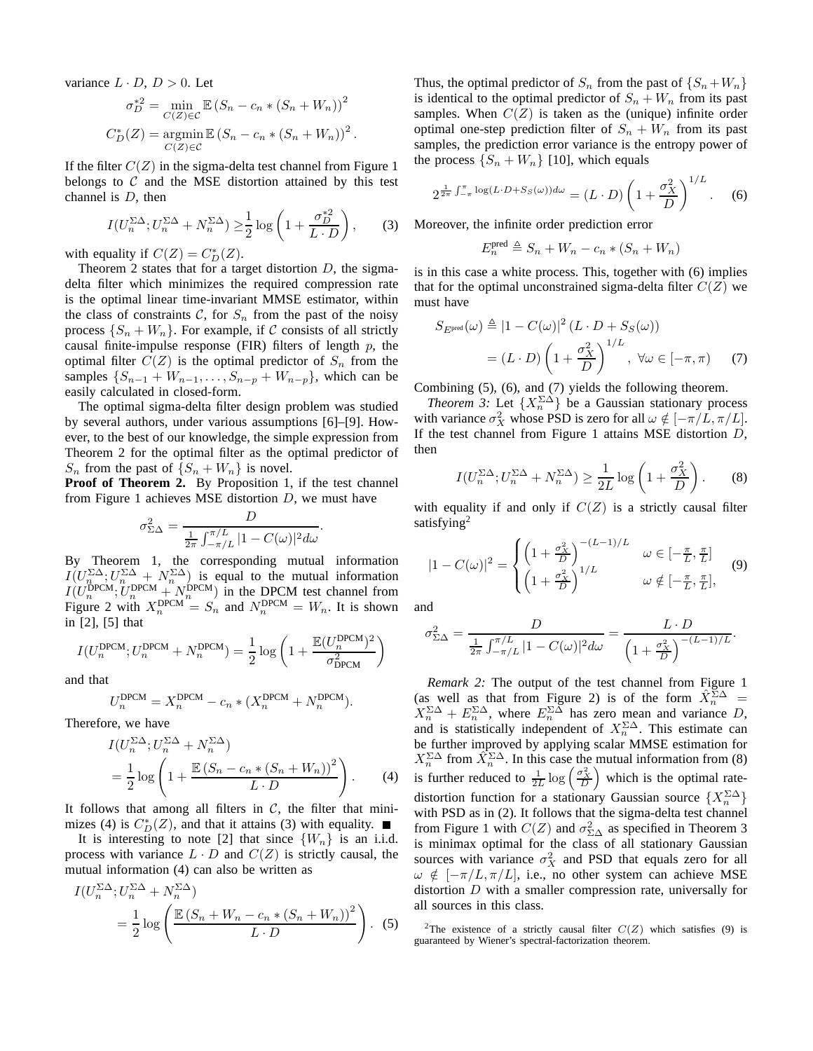variance $L \cdot D$, $D > 0$. Let

$$\sigma_D^{*2} = \min_{C(Z) \in \mathcal{C}} \mathbb{E}\left(S_n - c_n * (S_n + W_n)\right)^2$$

$$C_D^*(Z) = \operatorname*{argmin}_{C(Z) \in \mathcal{C}} \mathbb{E}\left(S_n - c_n * (S_n + W_n)\right)^2.$$

If the filter $C(Z)$ in the sigma-delta test channel from Figure 1 belongs to $\mathcal{C}$ and the MSE distortion attained by this test channel is $D$, then

$$I(U_n^{\Sigma\Delta}; U_n^{\Sigma\Delta} + N_n^{\Sigma\Delta}) \geq \frac{1}{2} \log\left(1 + \frac{\sigma_D^{*2}}{L \cdot D}\right), \quad (3)$$

with equality if $C(Z) = C_D^*(Z)$.

Theorem 2 states that for a target distortion $D$, the sigma-delta filter which minimizes the required compression rate is the optimal linear time-invariant MMSE estimator, within the class of constraints $\mathcal{C}$, for $S_n$ from the past of the noisy process $\{S_n + W_n\}$. For example, if $\mathcal{C}$ consists of all strictly causal finite-impulse response (FIR) filters of length $p$, the optimal filter $C(Z)$ is the optimal predictor of $S_n$ from the samples $\{S_{n-1} + W_{n-1}, \ldots, S_{n-p} + W_{n-p}\}$, which can be easily calculated in closed-form.

The optimal sigma-delta filter design problem was studied by several authors, under various assumptions [6]–[9]. However, to the best of our knowledge, the simple expression from Theorem 2 for the optimal filter as the optimal predictor of $S_n$ from the past of $\{S_n + W_n\}$ is novel.

**Proof of Theorem 2.** By Proposition 1, if the test channel from Figure 1 achieves MSE distortion $D$, we must have

$$\sigma_{\Sigma\Delta}^2 = \frac{D}{\frac{1}{2\pi}\int_{-\pi/L}^{\pi/L} |1 - C(\omega)|^2 d\omega}.$$

By Theorem 1, the corresponding mutual information $I(U_n^{\Sigma\Delta}; U_n^{\Sigma\Delta} + N_n^{\Sigma\Delta})$ is equal to the mutual information $I(U_n^{\text{DPCM}}; U_n^{\text{DPCM}} + N_n^{\text{DPCM}})$ in the DPCM test channel from Figure 2 with $X_n^{\text{DPCM}} = S_n$ and $N_n^{\text{DPCM}} = W_n$. It is shown in [2], [5] that

$$I(U_n^{\text{DPCM}}; U_n^{\text{DPCM}} + N_n^{\text{DPCM}}) = \frac{1}{2} \log\left(1 + \frac{\mathbb{E}(U_n^{\text{DPCM}})^2}{\sigma_{\text{DPCM}}^2}\right)$$

and that

$$U_n^{\text{DPCM}} = X_n^{\text{DPCM}} - c_n * (X_n^{\text{DPCM}} + N_n^{\text{DPCM}}).$$

Therefore, we have

$$I(U_n^{\Sigma\Delta}; U_n^{\Sigma\Delta} + N_n^{\Sigma\Delta}) = \frac{1}{2} \log\left(1 + \frac{\mathbb{E}\left(S_n - c_n * (S_n + W_n)\right)^2}{L \cdot D}\right). \quad (4)$$

It follows that among all filters in $\mathcal{C}$, the filter that minimizes (4) is $C_D^*(Z)$, and that it attains (3) with equality. ■

It is interesting to note [2] that since $\{W_n\}$ is an i.i.d. process with variance $L \cdot D$ and $C(Z)$ is strictly causal, the mutual information (4) can also be written as

$$I(U_n^{\Sigma\Delta}; U_n^{\Sigma\Delta} + N_n^{\Sigma\Delta}) = \frac{1}{2} \log\left(\frac{\mathbb{E}\left(S_n + W_n - c_n * (S_n + W_n)\right)^2}{L \cdot D}\right). \quad (5)$$

Thus, the optimal predictor of $S_n$ from the past of $\{S_n + W_n\}$ is identical to the optimal predictor of $S_n + W_n$ from its past samples. When $C(Z)$ is taken as the (unique) infinite order optimal one-step prediction filter of $S_n + W_n$ from its past samples, the prediction error variance is the entropy power of the process $\{S_n + W_n\}$ [10], which equals

$$2^{\frac{1}{2\pi}\int_{-\pi}^{\pi} \log(L \cdot D + S_S(\omega)) d\omega} = (L \cdot D)\left(1 + \frac{\sigma_X^2}{D}\right)^{1/L}. \quad (6)$$

Moreover, the infinite order prediction error

$$E_n^{\text{pred}} \triangleq S_n + W_n - c_n * (S_n + W_n)$$

is in this case a white process. This, together with (6) implies that for the optimal unconstrained sigma-delta filter $C(Z)$ we must have

$$S_{E^{\text{pred}}}(\omega) \triangleq |1 - C(\omega)|^2 (L \cdot D + S_S(\omega)) = (L \cdot D)\left(1 + \frac{\sigma_X^2}{D}\right)^{1/L}, \ \forall \omega \in [-\pi, \pi) \quad (7)$$

Combining (5), (6), and (7) yields the following theorem.

*Theorem 3:* Let $\{X_n^{\Sigma\Delta}\}$ be a Gaussian stationary process with variance $\sigma_X^2$ whose PSD is zero for all $\omega \notin [-\pi/L, \pi/L]$. If the test channel from Figure 1 attains MSE distortion $D$, then

$$I(U_n^{\Sigma\Delta}; U_n^{\Sigma\Delta} + N_n^{\Sigma\Delta}) \geq \frac{1}{2L} \log\left(1 + \frac{\sigma_X^2}{D}\right). \quad (8)$$

with equality if and only if $C(Z)$ is a strictly causal filter satisfying[2]

$$|1 - C(\omega)|^2 = \begin{cases} \left(1 + \frac{\sigma_X^2}{D}\right)^{-(L-1)/L} & \omega \in [-\frac{\pi}{L}, \frac{\pi}{L}] \\ \left(1 + \frac{\sigma_X^2}{D}\right)^{1/L} & \omega \notin [-\frac{\pi}{L}, \frac{\pi}{L}], \end{cases} \quad (9)$$

and

$$\sigma_{\Sigma\Delta}^2 = \frac{D}{\frac{1}{2\pi}\int_{-\pi/L}^{\pi/L} |1 - C(\omega)|^2 d\omega} = \frac{L \cdot D}{\left(1 + \frac{\sigma_X^2}{D}\right)^{-(L-1)/L}}.$$

*Remark 2:* The output of the test channel from Figure 1 (as well as that from Figure 2) is of the form $\hat{X}_n^{\Sigma\Delta} = X_n^{\Sigma\Delta} + E_n^{\Sigma\Delta}$, where $E_n^{\Sigma\Delta}$ has zero mean and variance $D$, and is statistically independent of $X_n^{\Sigma\Delta}$. This estimate can be further improved by applying scalar MMSE estimation for $X_n^{\Sigma\Delta}$ from $\hat{X}_n^{\Sigma\Delta}$. In this case the mutual information from (8) is further reduced to $\frac{1}{2L} \log\left(\frac{\sigma_X^2}{D}\right)$ which is the optimal rate-distortion function for a stationary Gaussian source $\{X_n^{\Sigma\Delta}\}$ with PSD as in (2). It follows that the sigma-delta test channel from Figure 1 with $C(Z)$ and $\sigma_{\Sigma\Delta}^2$ as specified in Theorem 3 is minimax optimal for the class of all stationary Gaussian sources with variance $\sigma_X^2$ and PSD that equals zero for all $\omega \notin [-\pi/L, \pi/L]$, i.e., no other system can achieve MSE distortion $D$ with a smaller compression rate, universally for all sources in this class.

[2]The existence of a strictly causal filter $C(Z)$ which satisfies (9) is guaranteed by Wiener's spectral-factorization theorem.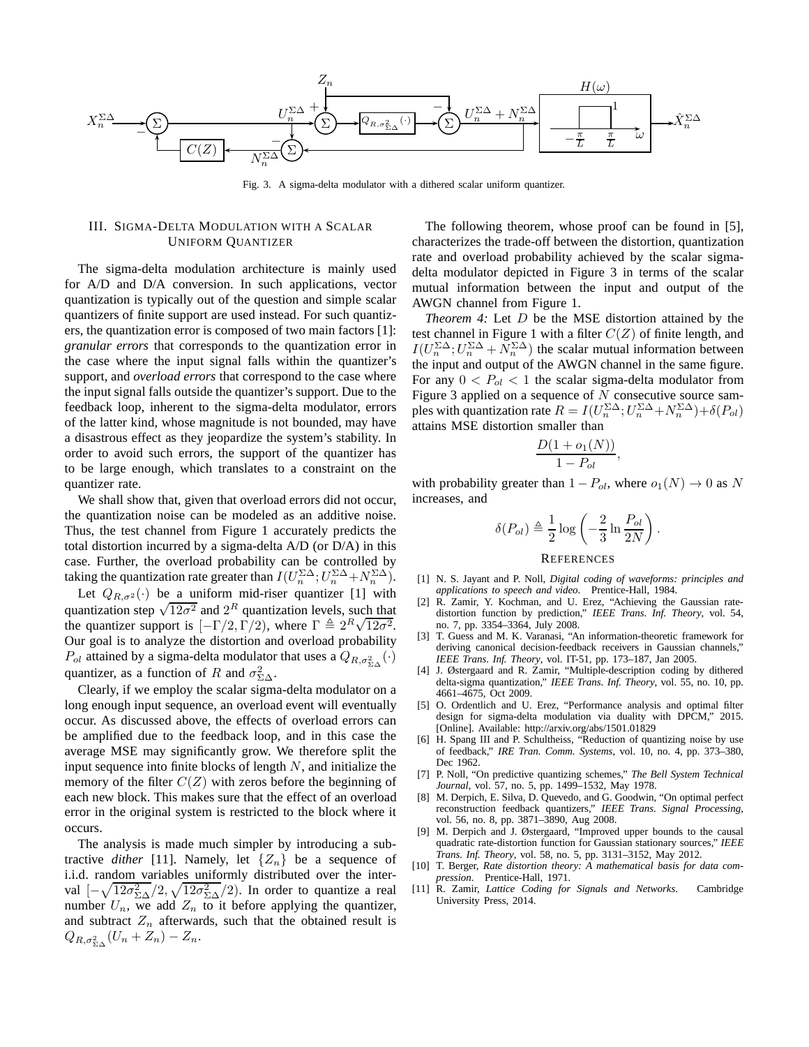$X_n^{\Sigma\Delta}$

$\Sigma$

$C(Z)$

$Z_n$

$U_n^{\Sigma\Delta}$

$\Sigma$

$Q_{R,\sigma^2_{\Sigma\Delta}}(\cdot)$

$\Sigma$

$U_n^{\Sigma\Delta} + N_n^{\Sigma\Delta}$

$N_n^{\Sigma\Delta}$

$\Sigma$

$H(\omega)$

1

$-\frac{\pi}{L}$

$\frac{\pi}{L}$

$\omega$

$\hat{X}_n^{\Sigma\Delta}$

Fig. 3. A sigma-delta modulator with a dithered scalar uniform quantizer.

## III. Sigma-Delta Modulation with a Scalar Uniform Quantizer

The sigma-delta modulation architecture is mainly used for A/D and D/A conversion. In such applications, vector quantization is typically out of the question and simple scalar quantizers of finite support are used instead. For such quantizers, the quantization error is composed of two main factors [1]: *granular errors* that corresponds to the quantization error in the case where the input signal falls within the quantizer's support, and *overload errors* that correspond to the case where the input signal falls outside the quantizer's support. Due to the feedback loop, inherent to the sigma-delta modulator, errors of the latter kind, whose magnitude is not bounded, may have a disastrous effect as they jeopardize the system's stability. In order to avoid such errors, the support of the quantizer has to be large enough, which translates to a constraint on the quantizer rate.

We shall show that, given that overload errors did not occur, the quantization noise can be modeled as an additive noise. Thus, the test channel from Figure 1 accurately predicts the total distortion incurred by a sigma-delta A/D (or D/A) in this case. Further, the overload probability can be controlled by taking the quantization rate greater than $I(U_n^{\Sigma\Delta}; U_n^{\Sigma\Delta}+N_n^{\Sigma\Delta})$.

Let $Q_{R,\sigma^2}(\cdot)$ be a uniform mid-riser quantizer [1] with quantization step $\sqrt{12\sigma^2}$ and $2^R$ quantization levels, such that the quantizer support is $[-\Gamma/2, \Gamma/2)$, where $\Gamma \triangleq 2^R\sqrt{12\sigma^2}$. Our goal is to analyze the distortion and overload probability $P_{ol}$ attained by a sigma-delta modulator that uses a $Q_{R,\sigma^2_{\Sigma\Delta}}(\cdot)$ quantizer, as a function of $R$ and $\sigma^2_{\Sigma\Delta}$.

Clearly, if we employ the scalar sigma-delta modulator on a long enough input sequence, an overload event will eventually occur. As discussed above, the effects of overload errors can be amplified due to the feedback loop, and in this case the average MSE may significantly grow. We therefore split the input sequence into finite blocks of length $N$, and initialize the memory of the filter $C(Z)$ with zeros before the beginning of each new block. This makes sure that the effect of an overload error in the original system is restricted to the block where it occurs.

The analysis is made much simpler by introducing a subtractive *dither* [11]. Namely, let $\{Z_n\}$ be a sequence of i.i.d. random variables uniformly distributed over the interval $[-\sqrt{12\sigma^2_{\Sigma\Delta}}/2, \sqrt{12\sigma^2_{\Sigma\Delta}}/2)$. In order to quantize a real number $U_n$, we add $Z_n$ to it before applying the quantizer, and subtract $Z_n$ afterwards, such that the obtained result is $Q_{R,\sigma^2_{\Sigma\Delta}}(U_n+Z_n) - Z_n$.

The following theorem, whose proof can be found in [5], characterizes the trade-off between the distortion, quantization rate and overload probability achieved by the scalar sigma-delta modulator depicted in Figure 3 in terms of the scalar mutual information between the input and output of the AWGN channel from Figure 1.

*Theorem 4:* Let $D$ be the MSE distortion attained by the test channel in Figure 1 with a filter $C(Z)$ of finite length, and $I(U_n^{\Sigma\Delta}; U_n^{\Sigma\Delta}+N_n^{\Sigma\Delta})$ the scalar mutual information between the input and output of the AWGN channel in the same figure. For any $0 < P_{ol} < 1$ the scalar sigma-delta modulator from Figure 3 applied on a sequence of $N$ consecutive source samples with quantization rate $R = I(U_n^{\Sigma\Delta}; U_n^{\Sigma\Delta}+N_n^{\Sigma\Delta})+\delta(P_{ol})$ attains MSE distortion smaller than

$$\frac{D(1+o_1(N))}{1-P_{ol}},$$

with probability greater than $1-P_{ol}$, where $o_1(N) \to 0$ as $N$ increases, and

$$\delta(P_{ol}) \triangleq \frac{1}{2}\log\left(-\frac{2}{3}\ln\frac{P_{ol}}{2N}\right).$$

## References

[1] N. S. Jayant and P. Noll, *Digital coding of waveforms: principles and applications to speech and video*. Prentice-Hall, 1984.

[2] R. Zamir, Y. Kochman, and U. Erez, "Achieving the Gaussian rate-distortion function by prediction," *IEEE Trans. Inf. Theory*, vol. 54, no. 7, pp. 3354–3364, July 2008.

[3] T. Guess and M. K. Varanasi, "An information-theoretic framework for deriving canonical decision-feedback receivers in Gaussian channels," *IEEE Trans. Inf. Theory*, vol. IT-51, pp. 173–187, Jan 2005.

[4] J. Østergaard and R. Zamir, "Multiple-description coding by dithered delta-sigma quantization," *IEEE Trans. Inf. Theory*, vol. 55, no. 10, pp. 4661–4675, Oct 2009.

[5] O. Ordentlich and U. Erez, "Performance analysis and optimal filter design for sigma-delta modulation via duality with DPCM," 2015. [Online]. Available: http://arxiv.org/abs/1501.01829

[6] H. Spang III and P. Schultheiss, "Reduction of quantizing noise by use of feedback," *IRE Tran. Comm. Systems*, vol. 10, no. 4, pp. 373–380, Dec 1962.

[7] P. Noll, "On predictive quantizing schemes," *The Bell System Technical Journal*, vol. 57, no. 5, pp. 1499–1532, May 1978.

[8] M. Derpich, E. Silva, D. Quevedo, and G. Goodwin, "On optimal perfect reconstruction feedback quantizers," *IEEE Trans. Signal Processing*, vol. 56, no. 8, pp. 3871–3890, Aug 2008.

[9] M. Derpich and J. Østergaard, "Improved upper bounds to the causal quadratic rate-distortion function for Gaussian stationary sources," *IEEE Trans. Inf. Theory*, vol. 58, no. 5, pp. 3131–3152, May 2012.

[10] T. Berger, *Rate distortion theory: A mathematical basis for data compression*. Prentice-Hall, 1971.

[11] R. Zamir, *Lattice Coding for Signals and Networks*. Cambridge University Press, 2014.